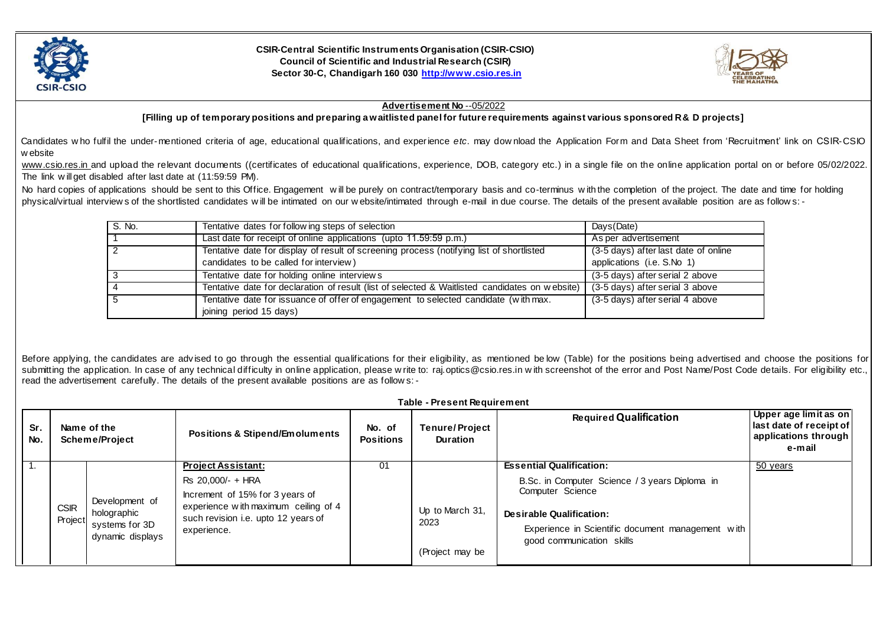**CSIR-Central Scientific Instruments Organisation (CSIR-CSIO)**
**Council of Scientific and Industrial Research (CSIR)**
**Sector 30-C, Chandigarh 160 030 http://www.csio.res.in**

**Advertisement No --05/2022**

**[Filling up of temporary positions and preparing a waitlisted panel for future requirements against various sponsored R& D projects]**

Candidates who fulfil the under-mentioned criteria of age, educational qualifications, and experience *etc.* may download the Application Form and Data Sheet from 'Recruitment' link on CSIR-CSIO website www.csio.res.in and upload the relevant documents ((certificates of educational qualifications, experience, DOB, category etc.) in a single file on the online application portal on or before 05/02/2022. The link will get disabled after last date at (11:59:59 PM).

No hard copies of applications should be sent to this Office. Engagement will be purely on contract/temporary basis and co-terminus with the completion of the project. The date and time for holding physical/virtual interviews of the shortlisted candidates will be intimated on our website/intimated through e-mail in due course. The details of the present available position are as follows: -

| S. No. | Tentative dates for following steps of selection | Days(Date) |
|---|---|---|
| 1 | Last date for receipt of online applications (upto 11.59:59 p.m.) | As per advertisement |
| 2 | Tentative date for display of result of screening process (notifying list of shortlisted candidates to be called for interview) | (3-5 days) after last date of online applications (i.e. S.No 1) |
| 3 | Tentative date for holding online interviews | (3-5 days) after serial 2 above |
| 4 | Tentative date for declaration of result (list of selected & Waitlisted candidates on website) | (3-5 days) after serial 3 above |
| 5 | Tentative date for issuance of offer of engagement to selected candidate (with max. joining period 15 days) | (3-5 days) after serial 4 above |

Before applying, the candidates are advised to go through the essential qualifications for their eligibility, as mentioned below (Table) for the positions being advertised and choose the positions for submitting the application. In case of any technical difficulty in online application, please write to: raj.optics@csio.res.in with screenshot of the error and Post Name/Post Code details. For eligibility etc., read the advertisement carefully. The details of the present available positions are as follows: -

**Table - Present Requirement**

| Sr. No. | Name of the Scheme/Project | | Positions & Stipend/Emoluments | No. of Positions | Tenure/Project Duration | Required Qualification | Upper age limit as on last date of receipt of applications through e-mail |
|---|---|---|---|---|---|---|---|
| 1. | CSIR Project | Development of holographic systems for 3D dynamic displays | **Project Assistant:** Rs 20,000/- + HRA Increment of 15% for 3 years of experience with maximum ceiling of 4 such revision i.e. upto 12 years of experience. | 01 | Up to March 31, 2023 (Project may be | **Essential Qualification:** B.Sc. in Computer Science / 3 years Diploma in Computer Science **Desirable Qualification:** Experience in Scientific document management with good communication skills | 50 years |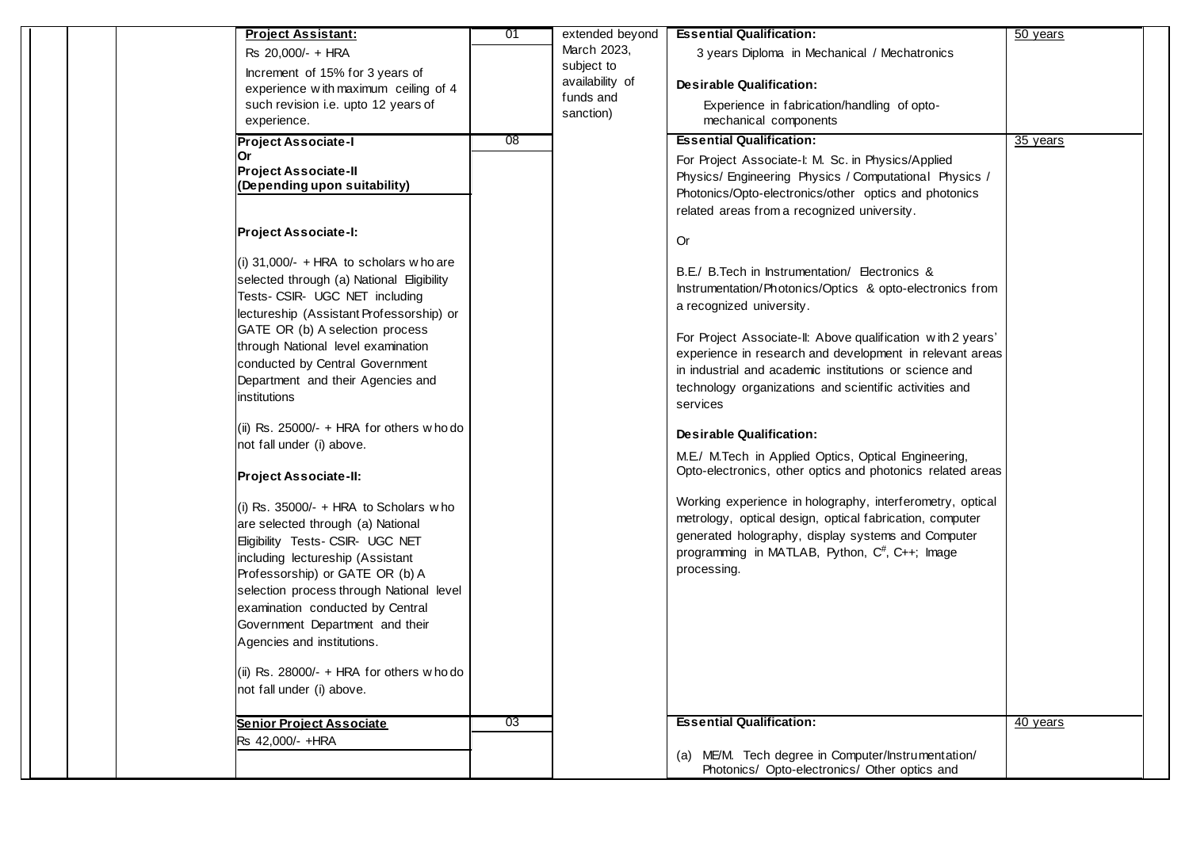| | | | | | | | |
|---|---|---|---|---|---|---|---|
| | | **Project Assistant:**<br>Rs 20,000/- + HRA<br>Increment of 15% for 3 years of experience with maximum ceiling of 4 such revision i.e. upto 12 years of experience. | 01 | extended beyond March 2023, subject to availability of funds and sanction) | **Essential Qualification:**<br>3 years Diploma in Mechanical / Mechatronics<br><br>**Desirable Qualification:**<br>Experience in fabrication/handling of opto-mechanical components | 50 years | |
| | | **Project Associate-I**<br>**Or**<br>**Project Associate-II**<br>**(Depending upon suitability)**<br><br>**Project Associate-I:**<br><br>(i) 31,000/- + HRA to scholars who are selected through (a) National Eligibility Tests- CSIR- UGC NET including lectureship (Assistant Professorship) or GATE OR (b) A selection process through National level examination conducted by Central Government Department and their Agencies and institutions<br><br>(ii) Rs. 25000/- + HRA for others who do not fall under (i) above.<br><br>**Project Associate-II:**<br><br>(i) Rs. 35000/- + HRA to Scholars who are selected through (a) National Eligibility Tests- CSIR- UGC NET including lectureship (Assistant Professorship) or GATE OR (b) A selection process through National level examination conducted by Central Government Department and their Agencies and institutions.<br><br>(ii) Rs. 28000/- + HRA for others who do not fall under (i) above. | 08 | | **Essential Qualification:**<br>For Project Associate-I: M. Sc. in Physics/Applied Physics/ Engineering Physics / Computational Physics / Photonics/Opto-electronics/other optics and photonics related areas from a recognized university.<br><br>Or<br><br>B.E./ B.Tech in Instrumentation/ Electronics & Instrumentation/Photonics/Optics & opto-electronics from a recognized university.<br><br>For Project Associate-II: Above qualification with 2 years' experience in research and development in relevant areas in industrial and academic institutions or science and technology organizations and scientific activities and services<br><br>**Desirable Qualification:**<br>M.E./ M.Tech in Applied Optics, Optical Engineering, Opto-electronics, other optics and photonics related areas<br><br>Working experience in holography, interferometry, optical metrology, optical design, optical fabrication, computer generated holography, display systems and Computer programming in MATLAB, Python, C#, C++; Image processing. | 35 years | |
| | | **Senior Project Associate**<br>Rs 42,000/- +HRA | 03 | | **Essential Qualification:**<br><br>(a) ME/M. Tech degree in Computer/Instrumentation/ Photonics/ Opto-electronics/ Other optics and | 40 years | |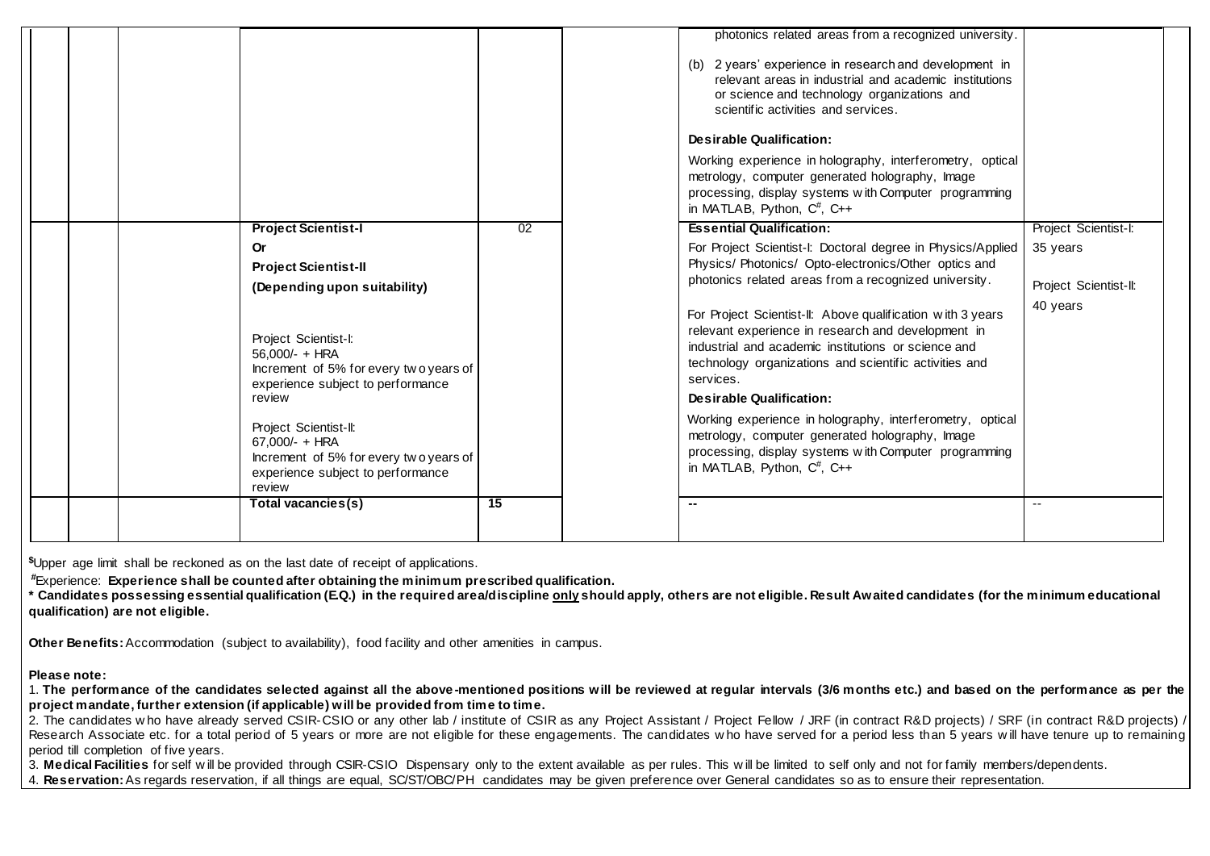| | | | | | | |
|---|---|---|---|---|---|---|
| | | | | | photonics related areas from a recognized university.<br><br>(b) 2 years' experience in research and development in relevant areas in industrial and academic institutions or science and technology organizations and scientific activities and services.<br><br>**Desirable Qualification:**<br><br>Working experience in holography, interferometry, optical metrology, computer generated holography, Image processing, display systems with Computer programming in MATLAB, Python, C#, C++ | |
| | | **Project Scientist-I**<br>**Or**<br>**Project Scientist-II**<br>**(Depending upon suitability)**<br><br>Project Scientist-I:<br>56,000/- + HRA<br>Increment of 5% for every two years of experience subject to performance review<br><br>Project Scientist-II:<br>67,000/- + HRA<br>Increment of 5% for every two years of experience subject to performance review | 02 | | **Essential Qualification:**<br>For Project Scientist-I: Doctoral degree in Physics/Applied Physics/ Photonics/ Opto-electronics/Other optics and photonics related areas from a recognized university.<br><br>For Project Scientist-II: Above qualification with 3 years relevant experience in research and development in industrial and academic institutions or science and technology organizations and scientific activities and services.<br>**Desirable Qualification:**<br>Working experience in holography, interferometry, optical metrology, computer generated holography, Image processing, display systems with Computer programming in MATLAB, Python, C#, C++ | Project Scientist-I:<br>35 years<br><br>Project Scientist-II:<br>40 years |
| | | **Total vacancies(s)** | **15** | | -- | -- |

$Upper age limit shall be reckoned as on the last date of receipt of applications.

#Experience: **Experience shall be counted after obtaining the minimum prescribed qualification.**

**\* Candidates possessing essential qualification (E.Q.) in the required area/discipline only should apply, others are not eligible. Result Awaited candidates (for the minimum educational qualification) are not eligible.**

**Other Benefits:** Accommodation (subject to availability), food facility and other amenities in campus.

**Please note:**

1. **The performance of the candidates selected against all the above-mentioned positions will be reviewed at regular intervals (3/6 months etc.) and based on the performance as per the project mandate, further extension (if applicable) will be provided from time to time.**
2. The candidates who have already served CSIR-CSIO or any other lab / institute of CSIR as any Project Assistant / Project Fellow / JRF (in contract R&D projects) / SRF (in contract R&D projects) / Research Associate etc. for a total period of 5 years or more are not eligible for these engagements. The candidates who have served for a period less than 5 years will have tenure up to remaining period till completion of five years.
3. **Medical Facilities** for self will be provided through CSIR-CSIO Dispensary only to the extent available as per rules. This will be limited to self only and not for family members/dependents.
4. **Reservation:** As regards reservation, if all things are equal, SC/ST/OBC/PH candidates may be given preference over General candidates so as to ensure their representation.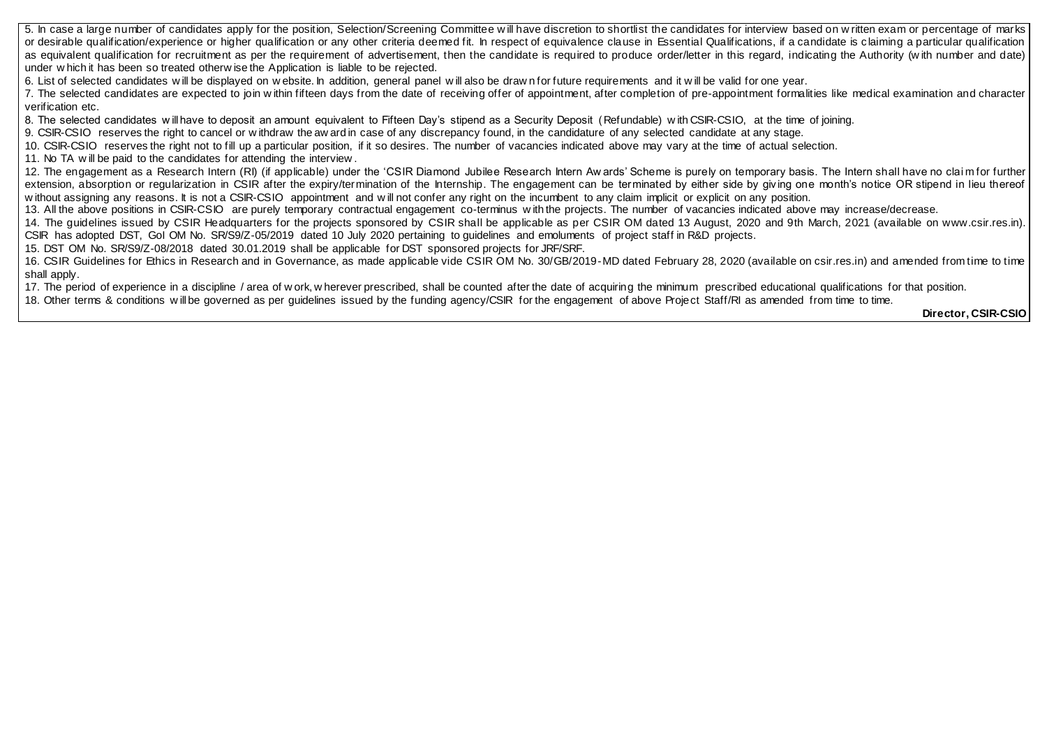5. In case a large number of candidates apply for the position, Selection/Screening Committee will have discretion to shortlist the candidates for interview based on written exam or percentage of marks or desirable qualification/experience or higher qualification or any other criteria deemed fit. In respect of equivalence clause in Essential Qualifications, if a candidate is claiming a particular qualification as equivalent qualification for recruitment as per the requirement of advertisement, then the candidate is required to produce order/letter in this regard, indicating the Authority (with number and date) under which it has been so treated otherwise the Application is liable to be rejected.

6. List of selected candidates will be displayed on website. In addition, general panel will also be drawn for future requirements and it will be valid for one year.

7. The selected candidates are expected to join within fifteen days from the date of receiving offer of appointment, after completion of pre-appointment formalities like medical examination and character verification etc.

8. The selected candidates will have to deposit an amount equivalent to Fifteen Day's stipend as a Security Deposit (Refundable) with CSIR-CSIO, at the time of joining.

9. CSIR-CSIO reserves the right to cancel or withdraw the award in case of any discrepancy found, in the candidature of any selected candidate at any stage.

10. CSIR-CSIO reserves the right not to fill up a particular position, if it so desires. The number of vacancies indicated above may vary at the time of actual selection.

11. No TA will be paid to the candidates for attending the interview.

12. The engagement as a Research Intern (RI) (if applicable) under the 'CSIR Diamond Jubilee Research Intern Awards' Scheme is purely on temporary basis. The Intern shall have no claim for further extension, absorption or regularization in CSIR after the expiry/termination of the Internship. The engagement can be terminated by either side by giving one month's notice OR stipend in lieu thereof without assigning any reasons. It is not a CSIR-CSIO appointment and will not confer any right on the incumbent to any claim implicit or explicit on any position.

13. All the above positions in CSIR-CSIO are purely temporary contractual engagement co-terminus with the projects. The number of vacancies indicated above may increase/decrease.

14. The guidelines issued by CSIR Headquarters for the projects sponsored by CSIR shall be applicable as per CSIR OM dated 13 August, 2020 and 9th March, 2021 (available on www.csir.res.in). CSIR has adopted DST, GoI OM No. SR/S9/Z-05/2019 dated 10 July 2020 pertaining to guidelines and emoluments of project staff in R&D projects.

15. DST OM No. SR/S9/Z-08/2018 dated 30.01.2019 shall be applicable for DST sponsored projects for JRF/SRF.

16. CSIR Guidelines for Ethics in Research and in Governance, as made applicable vide CSIR OM No. 30/GB/2019-MD dated February 28, 2020 (available on csir.res.in) and amended from time to time shall apply.

17. The period of experience in a discipline / area of work, wherever prescribed, shall be counted after the date of acquiring the minimum prescribed educational qualifications for that position.

18. Other terms & conditions will be governed as per guidelines issued by the funding agency/CSIR for the engagement of above Project Staff/RI as amended from time to time.

**Director, CSIR-CSIO**